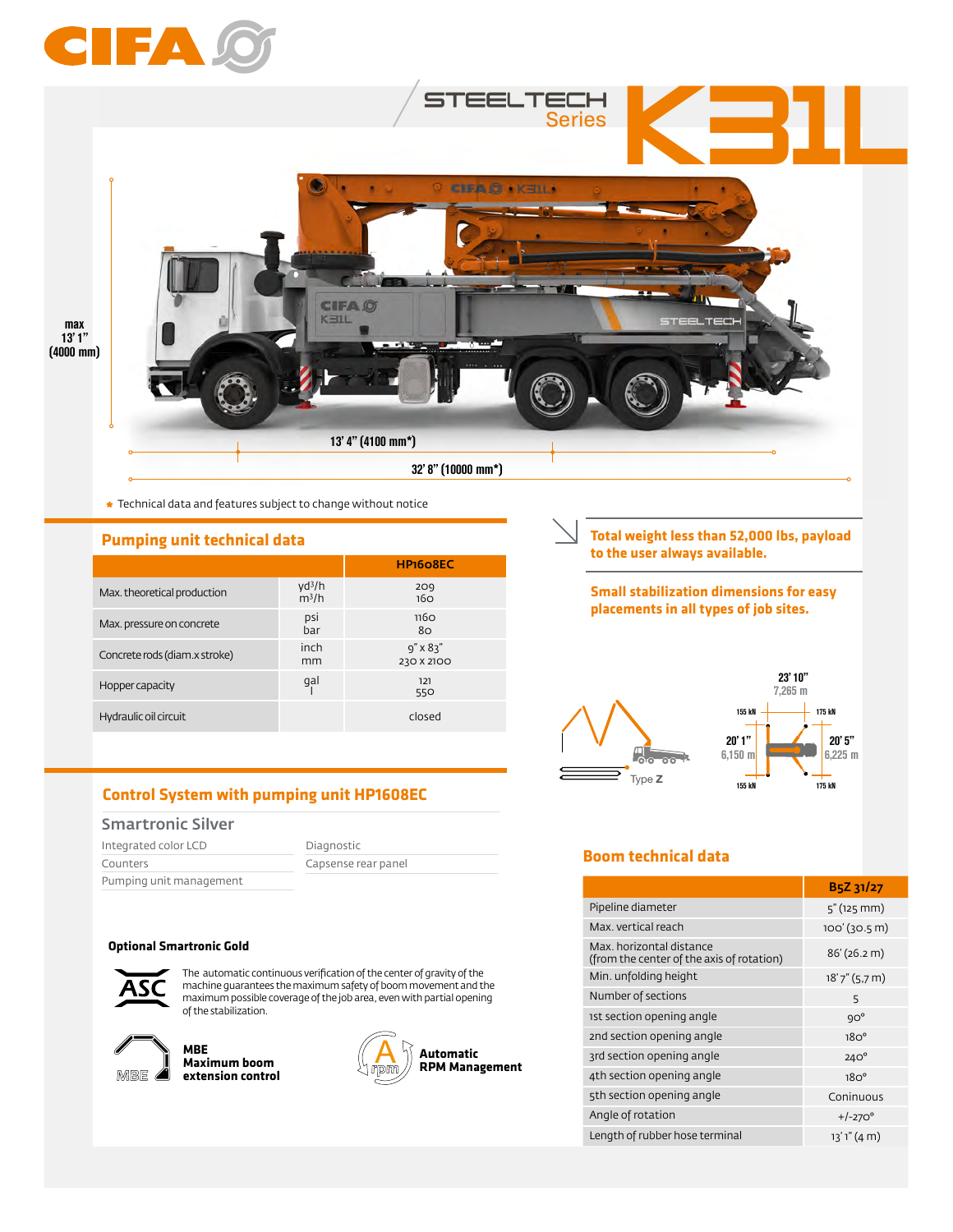# CIFA

## STEELTECH Series K31L

max 13' 1" (4000 mm)

13' 4" (4100 mm*)

32' 8" (10000 mm*)

\* Technical data and features subject to change without notice

## Pumping unit technical data

| | | HP1608EC |
|---|---|---|
| Max. theoretical production | yd³/h<br>m³/h | 209<br>160 |
| Max. pressure on concrete | psi<br>bar | 1160<br>80 |
| Concrete rods (diam.x stroke) | inch<br>mm | 9" x 83"<br>230 x 2100 |
| Hopper capacity | gal<br>l | 121<br>550 |
| Hydraulic oil circuit | | closed |

## Control System with pumping unit HP1608EC

### Smartronic Silver

- Integrated color LCD
- Counters
- Pumping unit management
- Diagnostic
- Capsense rear panel

**Optional Smartronic Gold**

**ASC** – The automatic continuous verification of the center of gravity of the machine guarantees the maximum safety of boom movement and the maximum possible coverage of the job area, even with partial opening of the stabilization.

**MBE Maximum boom extension control**

**Automatic RPM Management**

**Total weight less than 52,000 lbs, payload to the user always available.**

**Small stabilization dimensions for easy placements in all types of job sites.**

Type Z

23' 10" 7,265 m

20' 1" 6,150 m

20' 5" 6,225 m

155 kN | 175 kN | 155 kN | 175 kN

## Boom technical data

| | B5Z 31/27 |
|---|---|
| Pipeline diameter | 5" (125 mm) |
| Max. vertical reach | 100' (30.5 m) |
| Max. horizontal distance (from the center of the axis of rotation) | 86' (26.2 m) |
| Min. unfolding height | 18' 7" (5.7 m) |
| Number of sections | 5 |
| 1st section opening angle | 90° |
| 2nd section opening angle | 180° |
| 3rd section opening angle | 240° |
| 4th section opening angle | 180° |
| 5th section opening angle | Coninuous |
| Angle of rotation | +/-270° |
| Length of rubber hose terminal | 13' 1" (4 m) |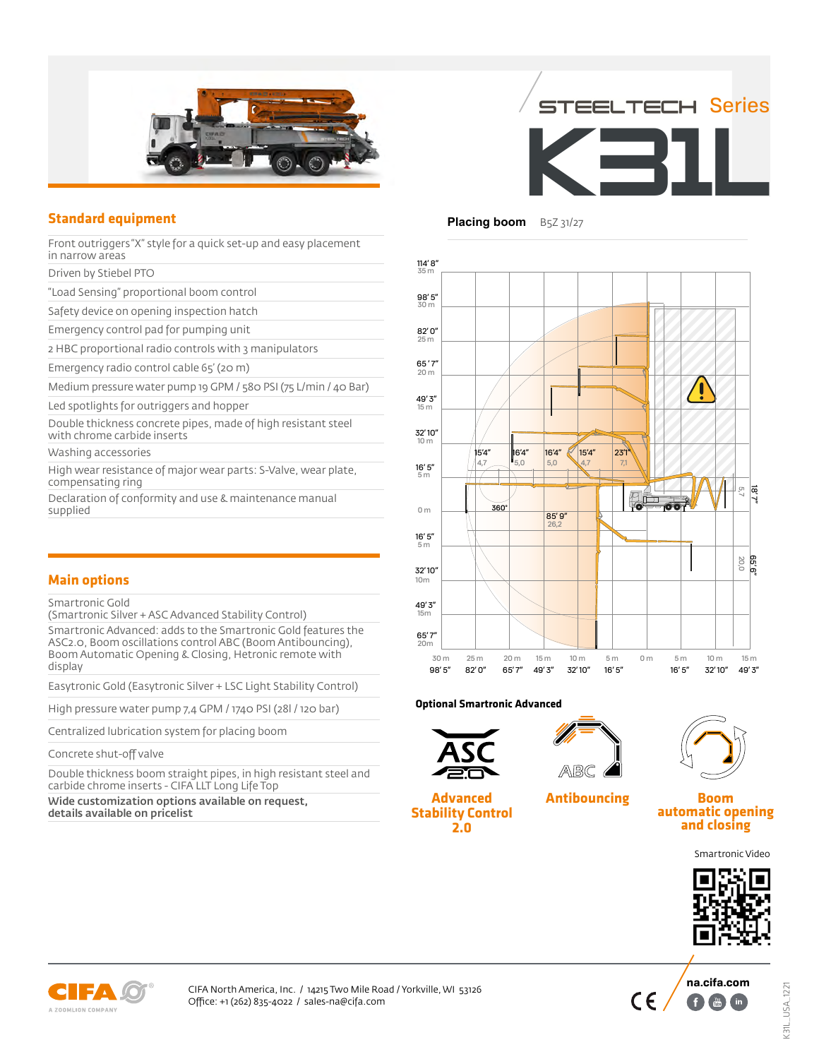# STEELTECH Series K31L

## Standard equipment

- Front outriggers "X" style for a quick set-up and easy placement in narrow areas
- Driven by Stiebel PTO
- "Load Sensing" proportional boom control
- Safety device on opening inspection hatch
- Emergency control pad for pumping unit
- 2 HBC proportional radio controls with 3 manipulators
- Emergency radio control cable 65' (20 m)
- Medium pressure water pump 19 GPM / 580 PSI (75 L/min / 40 Bar)
- Led spotlights for outriggers and hopper
- Double thickness concrete pipes, made of high resistant steel with chrome carbide inserts
- Washing accessories
- High wear resistance of major wear parts: S-Valve, wear plate, compensating ring
- Declaration of conformity and use & maintenance manual supplied

## Main options

- Smartronic Gold (Smartronic Silver + ASC Advanced Stability Control)
- Smartronic Advanced: adds to the Smartronic Gold features the ASC2.0, Boom oscillations control ABC (Boom Antibouncing), Boom Automatic Opening & Closing, Hetronic remote with display
- Easytronic Gold (Easytronic Silver + LSC Light Stability Control)
- High pressure water pump 7,4 GPM / 1740 PSI (28l / 120 bar)
- Centralized lubrication system for placing boom
- Concrete shut-off valve
- Double thickness boom straight pipes, in high resistant steel and carbide chrome inserts - CIFA LLT Long Life Top
- **Wide customization options available on request, details available on pricelist**

## Placing boom B5Z 31/27

114' 8" 35 m
98' 5" 30 m
82' 0" 25 m
65' 7" 20 m
49' 3" 15 m
32' 10" 10 m
16' 5" 5 m
0 m
16' 5" 5 m
32' 10" 10m
49' 3" 15m
65' 7" 20m

15'4" 4,7
16'4" 5,0
16'4" 5,0
15'4" 4,7
23'1" 7,1
360°
85' 9" 26,2
5,7
18' 7"
20,0
65' 6"

30 m 98' 5"
25 m 82' 0"
20 m 65' 7"
15 m 49' 3"
10 m 32' 10"
5 m 16' 5"
0 m
5 m 16' 5"
10 m 32' 10"
15 m 49' 3"

### Optional Smartronic Advanced

- **Advanced Stability Control 2.0**
- **Antibouncing**
- **Boom automatic opening and closing**

Smartronic Video

CIFA A ZOOMLION COMPANY

CIFA North America, Inc. / 14215 Two Mile Road / Yorkville, WI 53126
Office: +1 (262) 835-4022 / sales-na@cifa.com

na.cifa.com

K31L_USA_1221